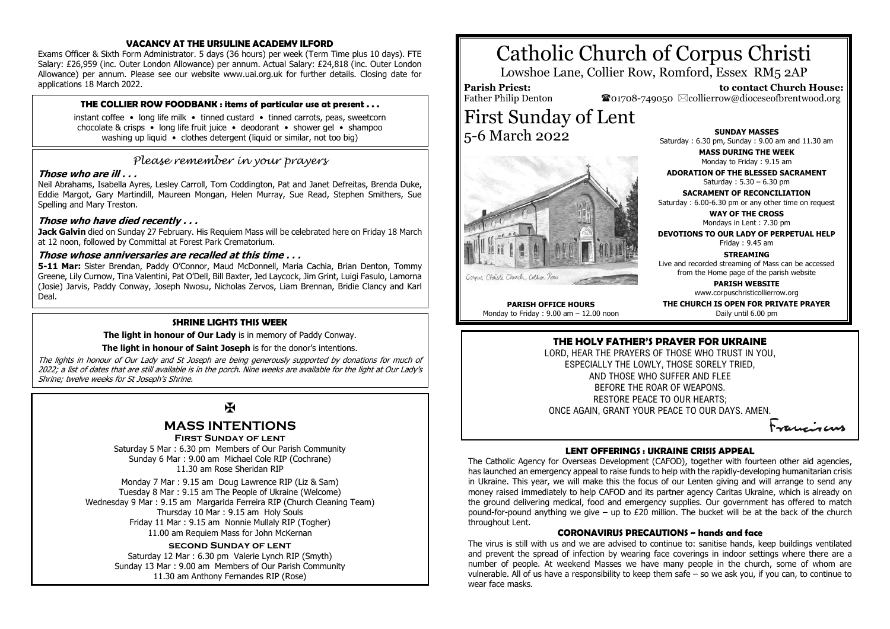## VACANCY AT THE URSULINE ACADEMY ILFORD

Exams Officer & Sixth Form Administrator. 5 days (36 hours) per week (Term Time plus 10 days). FTE Salary: £26,959 (inc. Outer London Allowance) per annum. Actual Salary: £24,818 (inc. Outer London Allowance) per annum. Please see our website www.uai.org.uk for further details. Closing date for applications 18 March 2022.

## THE COLLIER ROW FOODBANK : items of particular use at present . . .

instant coffee • long life milk • tinned custard • tinned carrots, peas, sweetcorn chocolate & crisps • long life fruit juice • deodorant • shower gel • shampoo washing up liquid • clothes detergent (liquid or similar, not too big)

## *Please remember in your prayers*

### *Those who are ill . . .*

Neil Abrahams, Isabella Ayres, Lesley Carroll, Tom Coddington, Pat and Janet Defreitas, Brenda Duke, Eddie Margot, Gary Martindill, Maureen Mongan, Helen Murray, Sue Read, Stephen Smithers, Sue Spelling and Mary Treston.

### *Those who have died recently . . .*

**Jack Galvin** died on Sunday 27 February. His Requiem Mass will be celebrated here on Friday 18 March at 12 noon, followed by Committal at Forest Park Crematorium.

### *Those whose anniversaries are recalled at this time . . .*

**5-11 Mar:** Sister Brendan, Paddy O'Connor, Maud McDonnell, Maria Cachia, Brian Denton, Tommy Greene, Lily Curnow, Tina Valentini, Pat O'Dell, Bill Baxter, Jed Laycock, Jim Grint, Luigi Fasulo, Lamorna (Josie) Jarvis, Paddy Conway, Joseph Nwosu, Nicholas Zervos, Liam Brennan, Bridie Clancy and Karl Deal.

## SHRINE LIGHTS THIS WEEK

**The light in honour of Our Lady** is in memory of Paddy Conway.

**The light in honour of Saint Joseph** is for the donor's intentions.

*The lights in honour of Our Lady and St Joseph are being generously supported by donations for much of 2022; a list of dates that are still available is in the porch. Nine weeks are available for the light at Our Lady's Shrine; twelve weeks for St Joseph's Shrine.*

✠

## MASS INTENTIONS

**First Sunday of Lent**

Saturday 5 Mar : 6.30 pm Members of Our Parish Community
Sunday 6 Mar : 9.00 am Michael Cole RIP (Cochrane)
11.30 am Rose Sheridan RIP

Monday 7 Mar : 9.15 am Doug Lawrence RIP (Liz & Sam)
Tuesday 8 Mar : 9.15 am The People of Ukraine (Welcome)
Wednesday 9 Mar : 9.15 am Margarida Ferreira RIP (Church Cleaning Team)
Thursday 10 Mar : 9.15 am Holy Souls
Friday 11 Mar : 9.15 am Nonnie Mullaly RIP (Togher)
11.00 am Requiem Mass for John McKernan

**Second Sunday of Lent**

Saturday 12 Mar : 6.30 pm Valerie Lynch RIP (Smyth)
Sunday 13 Mar : 9.00 am Members of Our Parish Community
11.30 am Anthony Fernandes RIP (Rose)

# Catholic Church of Corpus Christi

Lowshoe Lane, Collier Row, Romford, Essex RM5 2AP

**Parish Priest:** Father Philip Denton

**to contact Church House:** ☎01708-749050 ✉collierrow@dioceseofbrentwood.org

# First Sunday of Lent
5-6 March 2022

Corpus Christi Church, Collier Row

**PARISH OFFICE HOURS**
Monday to Friday : 9.00 am – 12.00 noon

**SUNDAY MASSES**
Saturday : 6.30 pm, Sunday : 9.00 am and 11.30 am

**MASS DURING THE WEEK**
Monday to Friday : 9.15 am

**ADORATION OF THE BLESSED SACRAMENT**
Saturday : 5.30 – 6.30 pm

**SACRAMENT OF RECONCILIATION**
Saturday : 6.00-6.30 pm or any other time on request

**WAY OF THE CROSS**
Mondays in Lent : 7.30 pm

**DEVOTIONS TO OUR LADY OF PERPETUAL HELP**
Friday : 9.45 am

**STREAMING**
Live and recorded streaming of Mass can be accessed from the Home page of the parish website

**PARISH WEBSITE**
www.corpuschristicollierrow.org

**THE CHURCH IS OPEN FOR PRIVATE PRAYER**
Daily until 6.00 pm

## THE HOLY FATHER'S PRAYER FOR UKRAINE

LORD, HEAR THE PRAYERS OF THOSE WHO TRUST IN YOU,
ESPECIALLY THE LOWLY, THOSE SORELY TRIED,
AND THOSE WHO SUFFER AND FLEE
BEFORE THE ROAR OF WEAPONS.
RESTORE PEACE TO OUR HEARTS;
ONCE AGAIN, GRANT YOUR PEACE TO OUR DAYS. AMEN.

*Franciscus*

## LENT OFFERINGS : UKRAINE CRISIS APPEAL

The Catholic Agency for Overseas Development (CAFOD), together with fourteen other aid agencies, has launched an emergency appeal to raise funds to help with the rapidly-developing humanitarian crisis in Ukraine. This year, we will make this the focus of our Lenten giving and will arrange to send any money raised immediately to help CAFOD and its partner agency Caritas Ukraine, which is already on the ground delivering medical, food and emergency supplies. Our government has offered to match pound-for-pound anything we give – up to £20 million. The bucket will be at the back of the church throughout Lent.

## CORONAVIRUS PRECAUTIONS ~ hands and face

The virus is still with us and we are advised to continue to: sanitise hands, keep buildings ventilated and prevent the spread of infection by wearing face coverings in indoor settings where there are a number of people. At weekend Masses we have many people in the church, some of whom are vulnerable. All of us have a responsibility to keep them safe – so we ask you, if you can, to continue to wear face masks.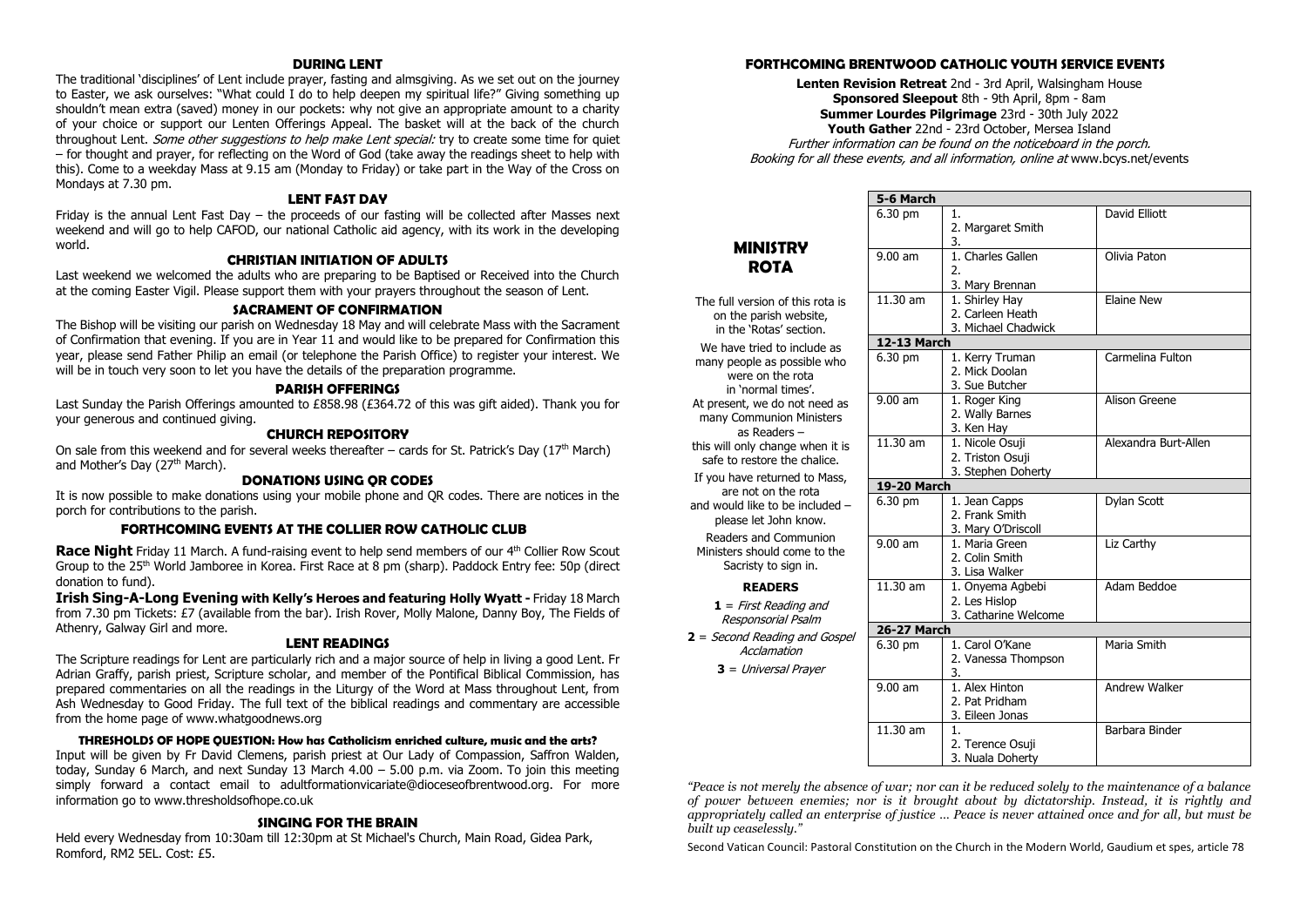## DURING LENT

The traditional 'disciplines' of Lent include prayer, fasting and almsgiving. As we set out on the journey to Easter, we ask ourselves: "What could I do to help deepen my spiritual life?" Giving something up shouldn't mean extra (saved) money in our pockets: why not give an appropriate amount to a charity of your choice or support our Lenten Offerings Appeal. The basket will at the back of the church throughout Lent. *Some other suggestions to help make Lent special:* try to create some time for quiet – for thought and prayer, for reflecting on the Word of God (take away the readings sheet to help with this). Come to a weekday Mass at 9.15 am (Monday to Friday) or take part in the Way of the Cross on Mondays at 7.30 pm.

## LENT FAST DAY

Friday is the annual Lent Fast Day – the proceeds of our fasting will be collected after Masses next weekend and will go to help CAFOD, our national Catholic aid agency, with its work in the developing world.

## CHRISTIAN INITIATION OF ADULTS

Last weekend we welcomed the adults who are preparing to be Baptised or Received into the Church at the coming Easter Vigil. Please support them with your prayers throughout the season of Lent.

## SACRAMENT OF CONFIRMATION

The Bishop will be visiting our parish on Wednesday 18 May and will celebrate Mass with the Sacrament of Confirmation that evening. If you are in Year 11 and would like to be prepared for Confirmation this year, please send Father Philip an email (or telephone the Parish Office) to register your interest. We will be in touch very soon to let you have the details of the preparation programme.

## PARISH OFFERINGS

Last Sunday the Parish Offerings amounted to £858.98 (£364.72 of this was gift aided). Thank you for your generous and continued giving.

## CHURCH REPOSITORY

On sale from this weekend and for several weeks thereafter – cards for St. Patrick's Day (17th March) and Mother's Day (27th March).

## DONATIONS USING QR CODES

It is now possible to make donations using your mobile phone and QR codes. There are notices in the porch for contributions to the parish.

## FORTHCOMING EVENTS AT THE COLLIER ROW CATHOLIC CLUB

**Race Night** Friday 11 March. A fund-raising event to help send members of our 4th Collier Row Scout Group to the 25th World Jamboree in Korea. First Race at 8 pm (sharp). Paddock Entry fee: 50p (direct donation to fund).

**Irish Sing-A-Long Evening with Kelly's Heroes and featuring Holly Wyatt -** Friday 18 March from 7.30 pm Tickets: £7 (available from the bar). Irish Rover, Molly Malone, Danny Boy, The Fields of Athenry, Galway Girl and more.

## LENT READINGS

The Scripture readings for Lent are particularly rich and a major source of help in living a good Lent. Fr Adrian Graffy, parish priest, Scripture scholar, and member of the Pontifical Biblical Commission, has prepared commentaries on all the readings in the Liturgy of the Word at Mass throughout Lent, from Ash Wednesday to Good Friday. The full text of the biblical readings and commentary are accessible from the home page of www.whatgoodnews.org

### THRESHOLDS OF HOPE QUESTION: How has Catholicism enriched culture, music and the arts?

Input will be given by Fr David Clemens, parish priest at Our Lady of Compassion, Saffron Walden, today, Sunday 6 March, and next Sunday 13 March 4.00 – 5.00 p.m. via Zoom. To join this meeting simply forward a contact email to adultformationvicariate@dioceseofbrentwood.org. For more information go to www.thresholdsofhope.co.uk

## SINGING FOR THE BRAIN

Held every Wednesday from 10:30am till 12:30pm at St Michael's Church, Main Road, Gidea Park, Romford, RM2 5EL. Cost: £5.

## FORTHCOMING BRENTWOOD CATHOLIC YOUTH SERVICE EVENTS

**Lenten Revision Retreat** 2nd - 3rd April, Walsingham House
**Sponsored Sleepout** 8th - 9th April, 8pm - 8am
**Summer Lourdes Pilgrimage** 23rd - 30th July 2022
**Youth Gather** 22nd - 23rd October, Mersea Island
*Further information can be found on the noticeboard in the porch.*
*Booking for all these events, and all information, online at* www.bcys.net/events

## MINISTRY ROTA

The full version of this rota is on the parish website, in the 'Rotas' section.

We have tried to include as many people as possible who were on the rota in 'normal times'.
At present, we do not need as many Communion Ministers as Readers – this will only change when it is safe to restore the chalice.

If you have returned to Mass, are not on the rota and would like to be included – please let John know.

Readers and Communion Ministers should come to the Sacristy to sign in.

**READERS**

**1** = *First Reading and Responsorial Psalm*
**2** = *Second Reading and Gospel Acclamation*
**3** = *Universal Prayer*

| | | |
|---|---|---|
| **5-6 March** | | |
| 6.30 pm | 1.<br>2. Margaret Smith<br>3. | David Elliott |
| 9.00 am | 1. Charles Gallen<br>2.<br>3. Mary Brennan | Olivia Paton |
| 11.30 am | 1. Shirley Hay<br>2. Carleen Heath<br>3. Michael Chadwick | Elaine New |
| **12-13 March** | | |
| 6.30 pm | 1. Kerry Truman<br>2. Mick Doolan<br>3. Sue Butcher | Carmelina Fulton |
| 9.00 am | 1. Roger King<br>2. Wally Barnes<br>3. Ken Hay | Alison Greene |
| 11.30 am | 1. Nicole Osuji<br>2. Triston Osuji<br>3. Stephen Doherty | Alexandra Burt-Allen |
| **19-20 March** | | |
| 6.30 pm | 1. Jean Capps<br>2. Frank Smith<br>3. Mary O'Driscoll | Dylan Scott |
| 9.00 am | 1. Maria Green<br>2. Colin Smith<br>3. Lisa Walker | Liz Carthy |
| 11.30 am | 1. Onyema Agbebi<br>2. Les Hislop<br>3. Catharine Welcome | Adam Beddoe |
| **26-27 March** | | |
| 6.30 pm | 1. Carol O'Kane<br>2. Vanessa Thompson<br>3. | Maria Smith |
| 9.00 am | 1. Alex Hinton<br>2. Pat Pridham<br>3. Eileen Jonas | Andrew Walker |
| 11.30 am | 1.<br>2. Terence Osuji<br>3. Nuala Doherty | Barbara Binder |

*"Peace is not merely the absence of war; nor can it be reduced solely to the maintenance of a balance of power between enemies; nor is it brought about by dictatorship. Instead, it is rightly and appropriately called an enterprise of justice ... Peace is never attained once and for all, but must be built up ceaselessly."*

Second Vatican Council: Pastoral Constitution on the Church in the Modern World, Gaudium et spes, article 78